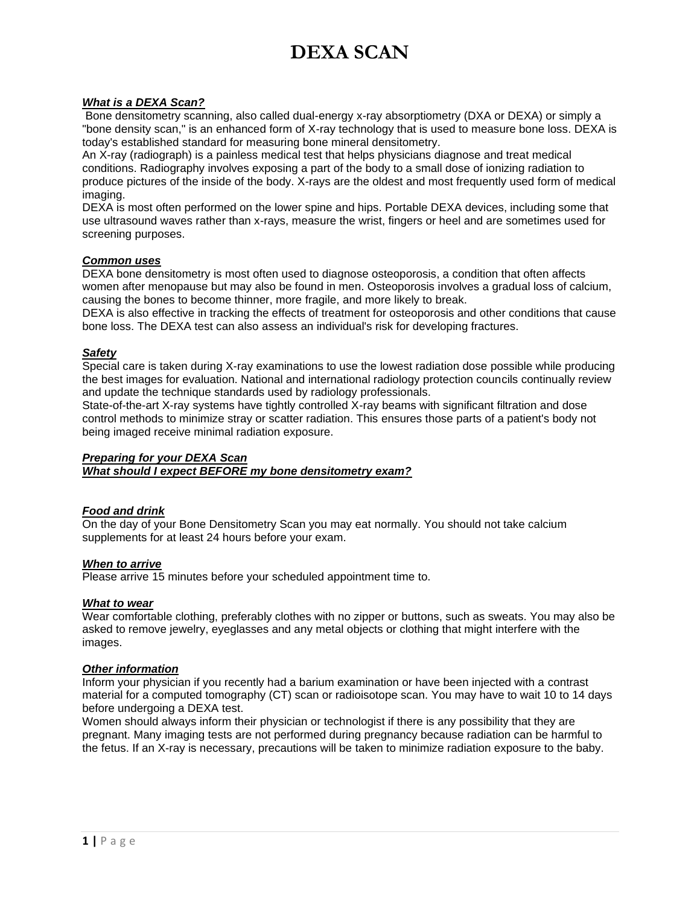# DEXA SCAN

### ***What is a DEXA Scan?***

Bone densitometry scanning, also called dual-energy x-ray absorptiometry (DXA or DEXA) or simply a "bone density scan," is an enhanced form of X-ray technology that is used to measure bone loss. DEXA is today's established standard for measuring bone mineral densitometry.

An X-ray (radiograph) is a painless medical test that helps physicians diagnose and treat medical conditions. Radiography involves exposing a part of the body to a small dose of ionizing radiation to produce pictures of the inside of the body. X-rays are the oldest and most frequently used form of medical imaging.

DEXA is most often performed on the lower spine and hips. Portable DEXA devices, including some that use ultrasound waves rather than x-rays, measure the wrist, fingers or heel and are sometimes used for screening purposes.

### ***Common uses***

DEXA bone densitometry is most often used to diagnose osteoporosis, a condition that often affects women after menopause but may also be found in men. Osteoporosis involves a gradual loss of calcium, causing the bones to become thinner, more fragile, and more likely to break.

DEXA is also effective in tracking the effects of treatment for osteoporosis and other conditions that cause bone loss. The DEXA test can also assess an individual's risk for developing fractures.

### ***Safety***

Special care is taken during X-ray examinations to use the lowest radiation dose possible while producing the best images for evaluation. National and international radiology protection councils continually review and update the technique standards used by radiology professionals.

State-of-the-art X-ray systems have tightly controlled X-ray beams with significant filtration and dose control methods to minimize stray or scatter radiation. This ensures those parts of a patient's body not being imaged receive minimal radiation exposure.

### ***Preparing for your DEXA Scan***
### ***What should I expect BEFORE my bone densitometry exam?***

### ***Food and drink***

On the day of your Bone Densitometry Scan you may eat normally. You should not take calcium supplements for at least 24 hours before your exam.

### ***When to arrive***

Please arrive 15 minutes before your scheduled appointment time to.

### ***What to wear***

Wear comfortable clothing, preferably clothes with no zipper or buttons, such as sweats. You may also be asked to remove jewelry, eyeglasses and any metal objects or clothing that might interfere with the images.

### ***Other information***

Inform your physician if you recently had a barium examination or have been injected with a contrast material for a computed tomography (CT) scan or radioisotope scan. You may have to wait 10 to 14 days before undergoing a DEXA test.

Women should always inform their physician or technologist if there is any possibility that they are pregnant. Many imaging tests are not performed during pregnancy because radiation can be harmful to the fetus. If an X-ray is necessary, precautions will be taken to minimize radiation exposure to the baby.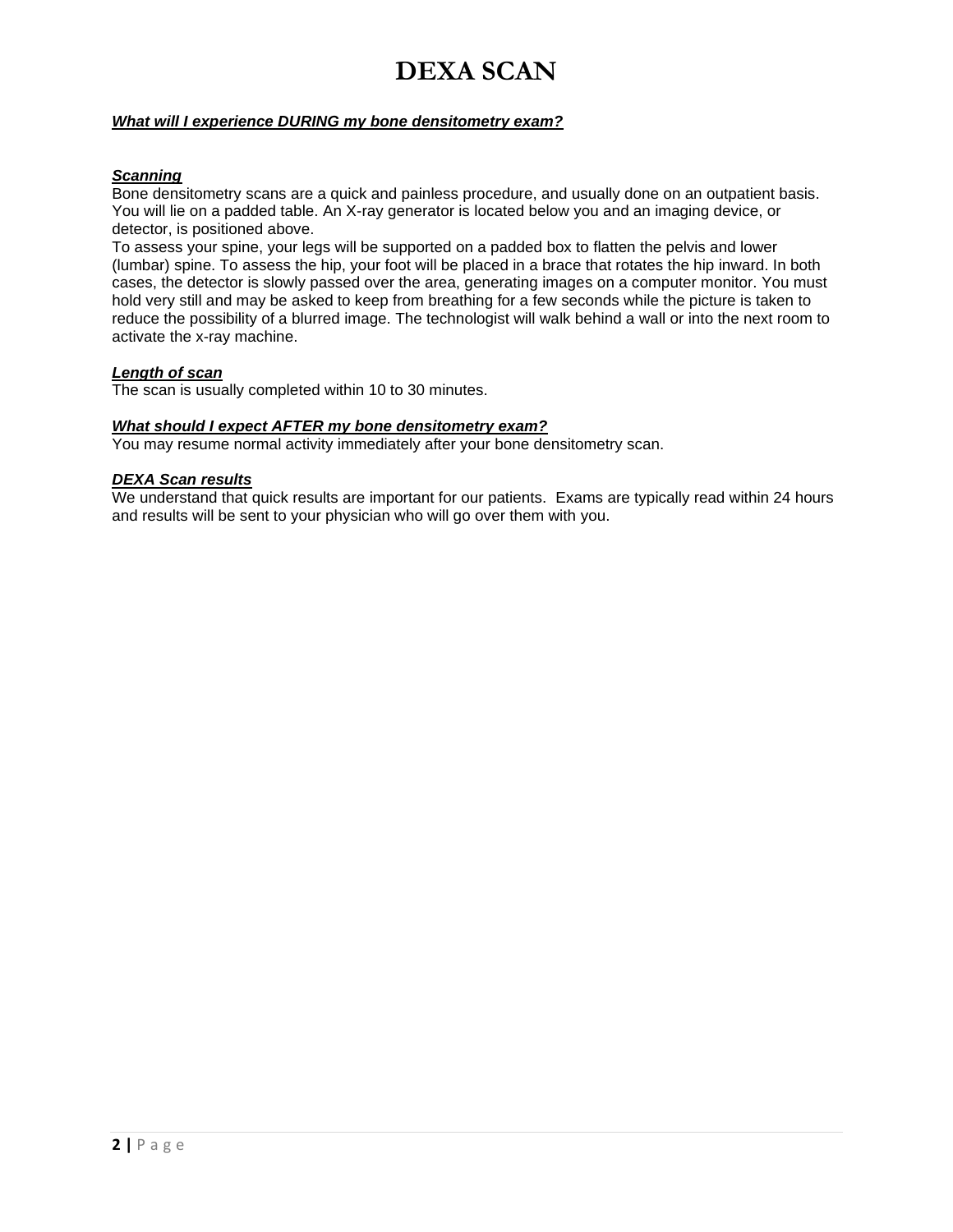# DEXA SCAN

***What will I experience DURING my bone densitometry exam?***

***Scanning***

Bone densitometry scans are a quick and painless procedure, and usually done on an outpatient basis. You will lie on a padded table. An X-ray generator is located below you and an imaging device, or detector, is positioned above.

To assess your spine, your legs will be supported on a padded box to flatten the pelvis and lower (lumbar) spine. To assess the hip, your foot will be placed in a brace that rotates the hip inward. In both cases, the detector is slowly passed over the area, generating images on a computer monitor. You must hold very still and may be asked to keep from breathing for a few seconds while the picture is taken to reduce the possibility of a blurred image. The technologist will walk behind a wall or into the next room to activate the x-ray machine.

***Length of scan***

The scan is usually completed within 10 to 30 minutes.

***What should I expect AFTER my bone densitometry exam?***

You may resume normal activity immediately after your bone densitometry scan.

***DEXA Scan results***

We understand that quick results are important for our patients. Exams are typically read within 24 hours and results will be sent to your physician who will go over them with you.